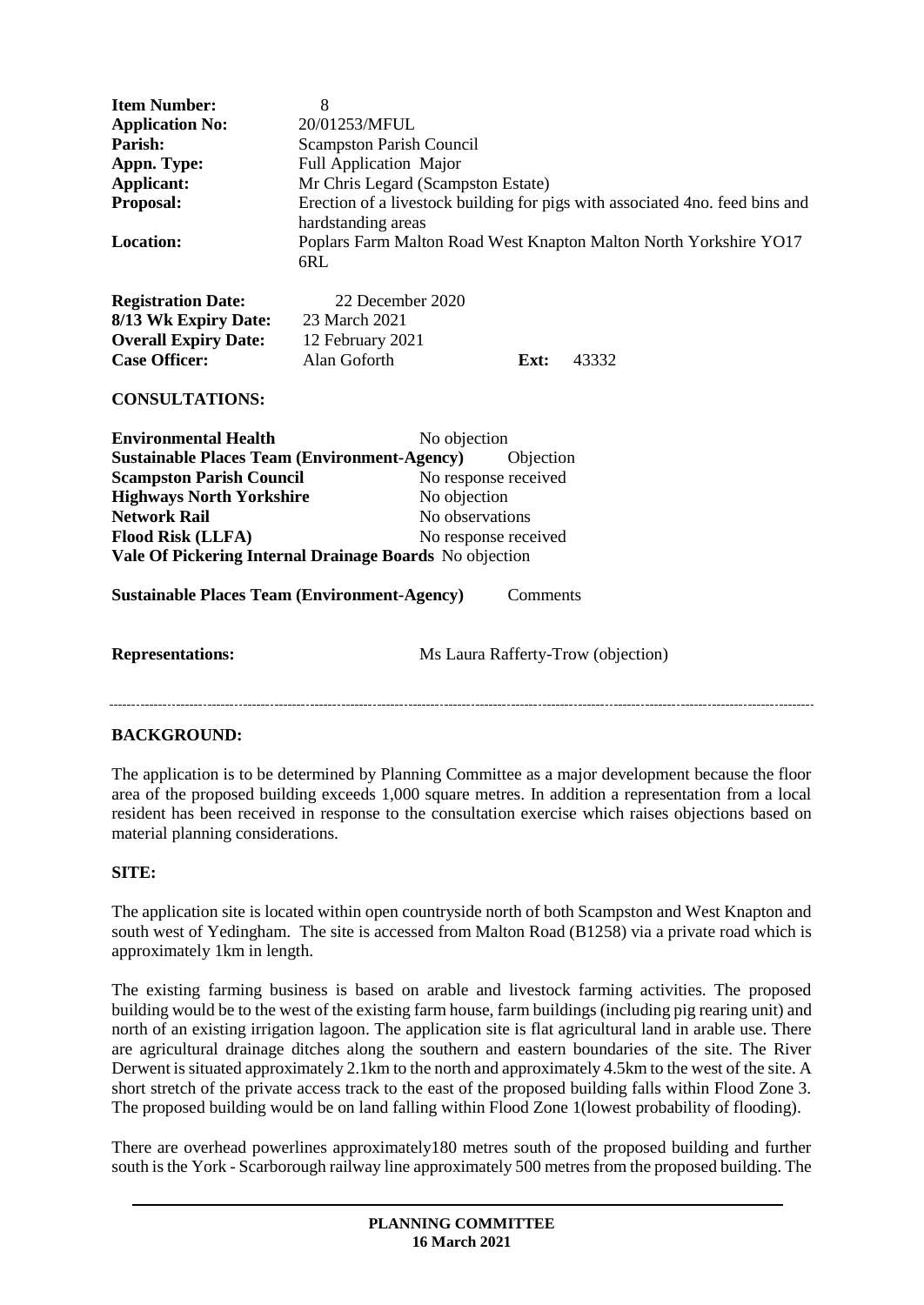| | |
|---|---|
| **Item Number:** | 8 |
| **Application No:** | 20/01253/MFUL |
| **Parish:** | Scampston Parish Council |
| **Appn. Type:** | Full Application Major |
| **Applicant:** | Mr Chris Legard (Scampston Estate) |
| **Proposal:** | Erection of a livestock building for pigs with associated 4no. feed bins and hardstanding areas |
| **Location:** | Poplars Farm Malton Road West Knapton Malton North Yorkshire YO17 6RL |

| | | | |
|---|---|---|---|
| **Registration Date:** | 22 December 2020 | | |
| **8/13 Wk Expiry Date:** | 23 March 2021 | | |
| **Overall Expiry Date:** | 12 February 2021 | | |
| **Case Officer:** | Alan Goforth | **Ext:** | 43332 |

**CONSULTATIONS:**

| | |
|---|---|
| **Environmental Health** | No objection |
| **Sustainable Places Team (Environment-Agency)** | Objection |
| **Scampston Parish Council** | No response received |
| **Highways North Yorkshire** | No objection |
| **Network Rail** | No observations |
| **Flood Risk (LLFA)** | No response received |
| **Vale Of Pickering Internal Drainage Boards** | No objection |
| **Sustainable Places Team (Environment-Agency)** | Comments |

**Representations:** Ms Laura Rafferty-Trow (objection)

---

**BACKGROUND:**

The application is to be determined by Planning Committee as a major development because the floor area of the proposed building exceeds 1,000 square metres. In addition a representation from a local resident has been received in response to the consultation exercise which raises objections based on material planning considerations.

**SITE:**

The application site is located within open countryside north of both Scampston and West Knapton and south west of Yedingham. The site is accessed from Malton Road (B1258) via a private road which is approximately 1km in length.

The existing farming business is based on arable and livestock farming activities. The proposed building would be to the west of the existing farm house, farm buildings (including pig rearing unit) and north of an existing irrigation lagoon. The application site is flat agricultural land in arable use. There are agricultural drainage ditches along the southern and eastern boundaries of the site. The River Derwent is situated approximately 2.1km to the north and approximately 4.5km to the west of the site. A short stretch of the private access track to the east of the proposed building falls within Flood Zone 3. The proposed building would be on land falling within Flood Zone 1(lowest probability of flooding).

There are overhead powerlines approximately180 metres south of the proposed building and further south is the York - Scarborough railway line approximately 500 metres from the proposed building. The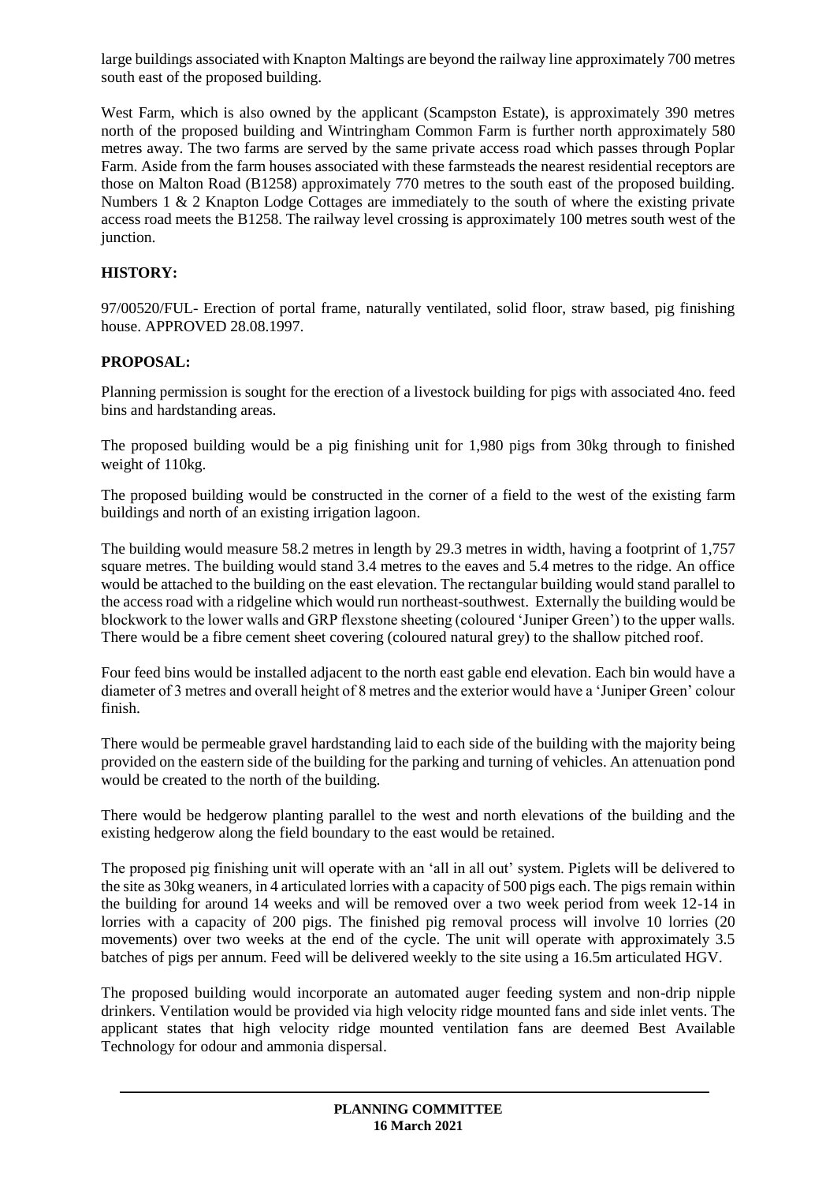large buildings associated with Knapton Maltings are beyond the railway line approximately 700 metres south east of the proposed building.

West Farm, which is also owned by the applicant (Scampston Estate), is approximately 390 metres north of the proposed building and Wintringham Common Farm is further north approximately 580 metres away. The two farms are served by the same private access road which passes through Poplar Farm. Aside from the farm houses associated with these farmsteads the nearest residential receptors are those on Malton Road (B1258) approximately 770 metres to the south east of the proposed building. Numbers 1 & 2 Knapton Lodge Cottages are immediately to the south of where the existing private access road meets the B1258. The railway level crossing is approximately 100 metres south west of the junction.

## HISTORY:

97/00520/FUL- Erection of portal frame, naturally ventilated, solid floor, straw based, pig finishing house. APPROVED 28.08.1997.

## PROPOSAL:

Planning permission is sought for the erection of a livestock building for pigs with associated 4no. feed bins and hardstanding areas.

The proposed building would be a pig finishing unit for 1,980 pigs from 30kg through to finished weight of 110kg.

The proposed building would be constructed in the corner of a field to the west of the existing farm buildings and north of an existing irrigation lagoon.

The building would measure 58.2 metres in length by 29.3 metres in width, having a footprint of 1,757 square metres. The building would stand 3.4 metres to the eaves and 5.4 metres to the ridge. An office would be attached to the building on the east elevation. The rectangular building would stand parallel to the access road with a ridgeline which would run northeast-southwest. Externally the building would be blockwork to the lower walls and GRP flexstone sheeting (coloured 'Juniper Green') to the upper walls. There would be a fibre cement sheet covering (coloured natural grey) to the shallow pitched roof.

Four feed bins would be installed adjacent to the north east gable end elevation. Each bin would have a diameter of 3 metres and overall height of 8 metres and the exterior would have a 'Juniper Green' colour finish.

There would be permeable gravel hardstanding laid to each side of the building with the majority being provided on the eastern side of the building for the parking and turning of vehicles. An attenuation pond would be created to the north of the building.

There would be hedgerow planting parallel to the west and north elevations of the building and the existing hedgerow along the field boundary to the east would be retained.

The proposed pig finishing unit will operate with an 'all in all out' system. Piglets will be delivered to the site as 30kg weaners, in 4 articulated lorries with a capacity of 500 pigs each. The pigs remain within the building for around 14 weeks and will be removed over a two week period from week 12-14 in lorries with a capacity of 200 pigs. The finished pig removal process will involve 10 lorries (20 movements) over two weeks at the end of the cycle. The unit will operate with approximately 3.5 batches of pigs per annum. Feed will be delivered weekly to the site using a 16.5m articulated HGV.

The proposed building would incorporate an automated auger feeding system and non-drip nipple drinkers. Ventilation would be provided via high velocity ridge mounted fans and side inlet vents. The applicant states that high velocity ridge mounted ventilation fans are deemed Best Available Technology for odour and ammonia dispersal.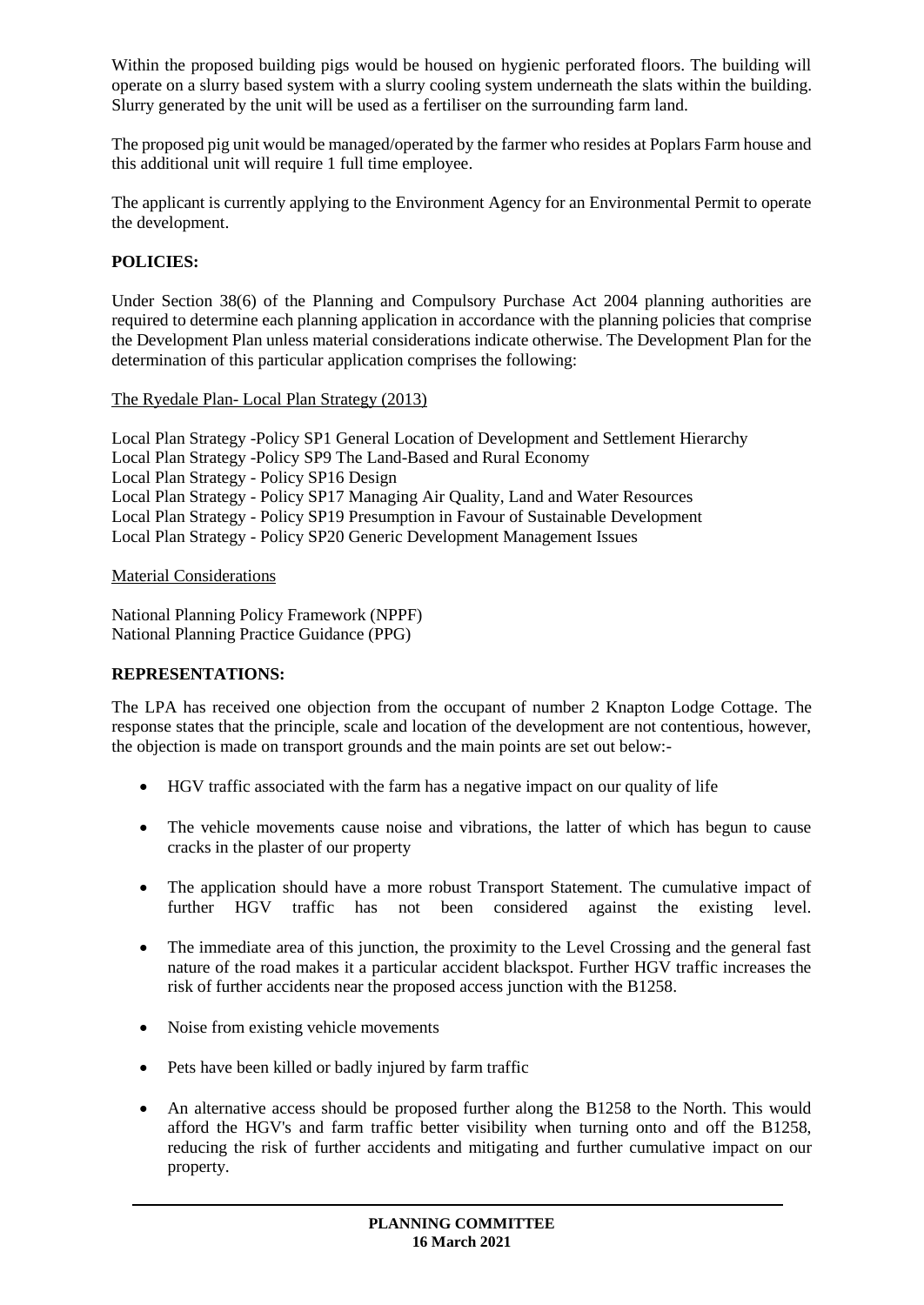Within the proposed building pigs would be housed on hygienic perforated floors. The building will operate on a slurry based system with a slurry cooling system underneath the slats within the building. Slurry generated by the unit will be used as a fertiliser on the surrounding farm land.

The proposed pig unit would be managed/operated by the farmer who resides at Poplars Farm house and this additional unit will require 1 full time employee.

The applicant is currently applying to the Environment Agency for an Environmental Permit to operate the development.

**POLICIES:**

Under Section 38(6) of the Planning and Compulsory Purchase Act 2004 planning authorities are required to determine each planning application in accordance with the planning policies that comprise the Development Plan unless material considerations indicate otherwise. The Development Plan for the determination of this particular application comprises the following:

The Ryedale Plan- Local Plan Strategy (2013)

Local Plan Strategy -Policy SP1 General Location of Development and Settlement Hierarchy
Local Plan Strategy -Policy SP9 The Land-Based and Rural Economy
Local Plan Strategy - Policy SP16 Design
Local Plan Strategy - Policy SP17 Managing Air Quality, Land and Water Resources
Local Plan Strategy - Policy SP19 Presumption in Favour of Sustainable Development
Local Plan Strategy - Policy SP20 Generic Development Management Issues

Material Considerations

National Planning Policy Framework (NPPF)
National Planning Practice Guidance (PPG)

**REPRESENTATIONS:**

The LPA has received one objection from the occupant of number 2 Knapton Lodge Cottage. The response states that the principle, scale and location of the development are not contentious, however, the objection is made on transport grounds and the main points are set out below:-

- HGV traffic associated with the farm has a negative impact on our quality of life
- The vehicle movements cause noise and vibrations, the latter of which has begun to cause cracks in the plaster of our property
- The application should have a more robust Transport Statement. The cumulative impact of further HGV traffic has not been considered against the existing level.
- The immediate area of this junction, the proximity to the Level Crossing and the general fast nature of the road makes it a particular accident blackspot. Further HGV traffic increases the risk of further accidents near the proposed access junction with the B1258.
- Noise from existing vehicle movements
- Pets have been killed or badly injured by farm traffic
- An alternative access should be proposed further along the B1258 to the North. This would afford the HGV's and farm traffic better visibility when turning onto and off the B1258, reducing the risk of further accidents and mitigating and further cumulative impact on our property.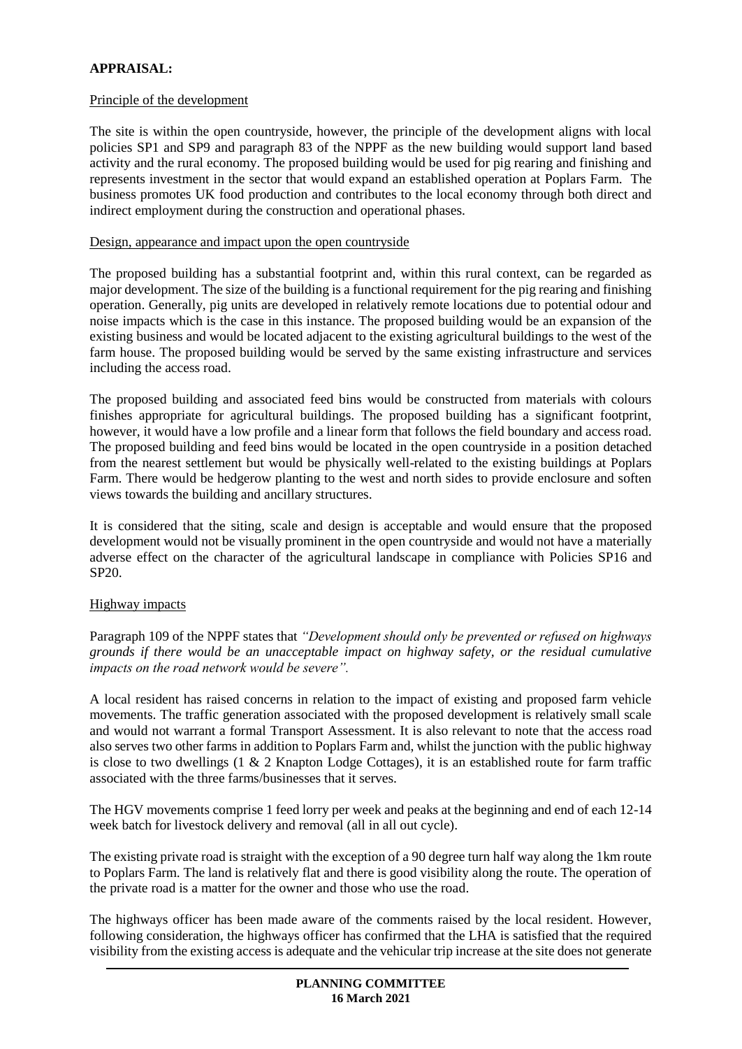**APPRAISAL:**

Principle of the development

The site is within the open countryside, however, the principle of the development aligns with local policies SP1 and SP9 and paragraph 83 of the NPPF as the new building would support land based activity and the rural economy. The proposed building would be used for pig rearing and finishing and represents investment in the sector that would expand an established operation at Poplars Farm. The business promotes UK food production and contributes to the local economy through both direct and indirect employment during the construction and operational phases.

Design, appearance and impact upon the open countryside

The proposed building has a substantial footprint and, within this rural context, can be regarded as major development. The size of the building is a functional requirement for the pig rearing and finishing operation. Generally, pig units are developed in relatively remote locations due to potential odour and noise impacts which is the case in this instance. The proposed building would be an expansion of the existing business and would be located adjacent to the existing agricultural buildings to the west of the farm house. The proposed building would be served by the same existing infrastructure and services including the access road.

The proposed building and associated feed bins would be constructed from materials with colours finishes appropriate for agricultural buildings. The proposed building has a significant footprint, however, it would have a low profile and a linear form that follows the field boundary and access road. The proposed building and feed bins would be located in the open countryside in a position detached from the nearest settlement but would be physically well-related to the existing buildings at Poplars Farm. There would be hedgerow planting to the west and north sides to provide enclosure and soften views towards the building and ancillary structures.

It is considered that the siting, scale and design is acceptable and would ensure that the proposed development would not be visually prominent in the open countryside and would not have a materially adverse effect on the character of the agricultural landscape in compliance with Policies SP16 and SP20.

Highway impacts

Paragraph 109 of the NPPF states that *"Development should only be prevented or refused on highways grounds if there would be an unacceptable impact on highway safety, or the residual cumulative impacts on the road network would be severe".*

A local resident has raised concerns in relation to the impact of existing and proposed farm vehicle movements. The traffic generation associated with the proposed development is relatively small scale and would not warrant a formal Transport Assessment. It is also relevant to note that the access road also serves two other farms in addition to Poplars Farm and, whilst the junction with the public highway is close to two dwellings (1 & 2 Knapton Lodge Cottages), it is an established route for farm traffic associated with the three farms/businesses that it serves.

The HGV movements comprise 1 feed lorry per week and peaks at the beginning and end of each 12-14 week batch for livestock delivery and removal (all in all out cycle).

The existing private road is straight with the exception of a 90 degree turn half way along the 1km route to Poplars Farm. The land is relatively flat and there is good visibility along the route. The operation of the private road is a matter for the owner and those who use the road.

The highways officer has been made aware of the comments raised by the local resident. However, following consideration, the highways officer has confirmed that the LHA is satisfied that the required visibility from the existing access is adequate and the vehicular trip increase at the site does not generate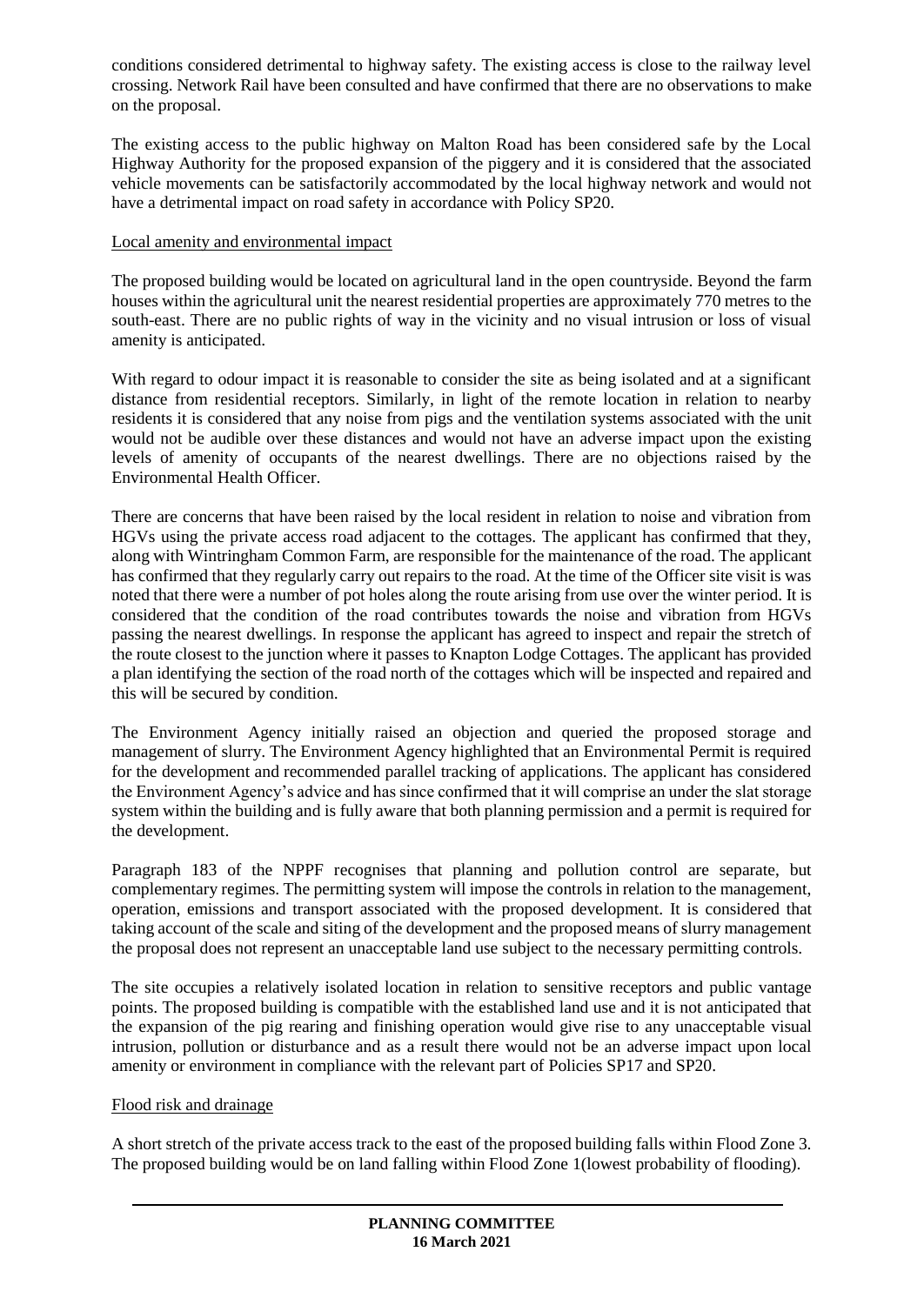conditions considered detrimental to highway safety. The existing access is close to the railway level crossing. Network Rail have been consulted and have confirmed that there are no observations to make on the proposal.

The existing access to the public highway on Malton Road has been considered safe by the Local Highway Authority for the proposed expansion of the piggery and it is considered that the associated vehicle movements can be satisfactorily accommodated by the local highway network and would not have a detrimental impact on road safety in accordance with Policy SP20.

Local amenity and environmental impact

The proposed building would be located on agricultural land in the open countryside. Beyond the farm houses within the agricultural unit the nearest residential properties are approximately 770 metres to the south-east. There are no public rights of way in the vicinity and no visual intrusion or loss of visual amenity is anticipated.

With regard to odour impact it is reasonable to consider the site as being isolated and at a significant distance from residential receptors. Similarly, in light of the remote location in relation to nearby residents it is considered that any noise from pigs and the ventilation systems associated with the unit would not be audible over these distances and would not have an adverse impact upon the existing levels of amenity of occupants of the nearest dwellings. There are no objections raised by the Environmental Health Officer.

There are concerns that have been raised by the local resident in relation to noise and vibration from HGVs using the private access road adjacent to the cottages. The applicant has confirmed that they, along with Wintringham Common Farm, are responsible for the maintenance of the road. The applicant has confirmed that they regularly carry out repairs to the road. At the time of the Officer site visit is was noted that there were a number of pot holes along the route arising from use over the winter period. It is considered that the condition of the road contributes towards the noise and vibration from HGVs passing the nearest dwellings. In response the applicant has agreed to inspect and repair the stretch of the route closest to the junction where it passes to Knapton Lodge Cottages. The applicant has provided a plan identifying the section of the road north of the cottages which will be inspected and repaired and this will be secured by condition.

The Environment Agency initially raised an objection and queried the proposed storage and management of slurry. The Environment Agency highlighted that an Environmental Permit is required for the development and recommended parallel tracking of applications. The applicant has considered the Environment Agency's advice and has since confirmed that it will comprise an under the slat storage system within the building and is fully aware that both planning permission and a permit is required for the development.

Paragraph 183 of the NPPF recognises that planning and pollution control are separate, but complementary regimes. The permitting system will impose the controls in relation to the management, operation, emissions and transport associated with the proposed development. It is considered that taking account of the scale and siting of the development and the proposed means of slurry management the proposal does not represent an unacceptable land use subject to the necessary permitting controls.

The site occupies a relatively isolated location in relation to sensitive receptors and public vantage points. The proposed building is compatible with the established land use and it is not anticipated that the expansion of the pig rearing and finishing operation would give rise to any unacceptable visual intrusion, pollution or disturbance and as a result there would not be an adverse impact upon local amenity or environment in compliance with the relevant part of Policies SP17 and SP20.

Flood risk and drainage

A short stretch of the private access track to the east of the proposed building falls within Flood Zone 3. The proposed building would be on land falling within Flood Zone 1(lowest probability of flooding).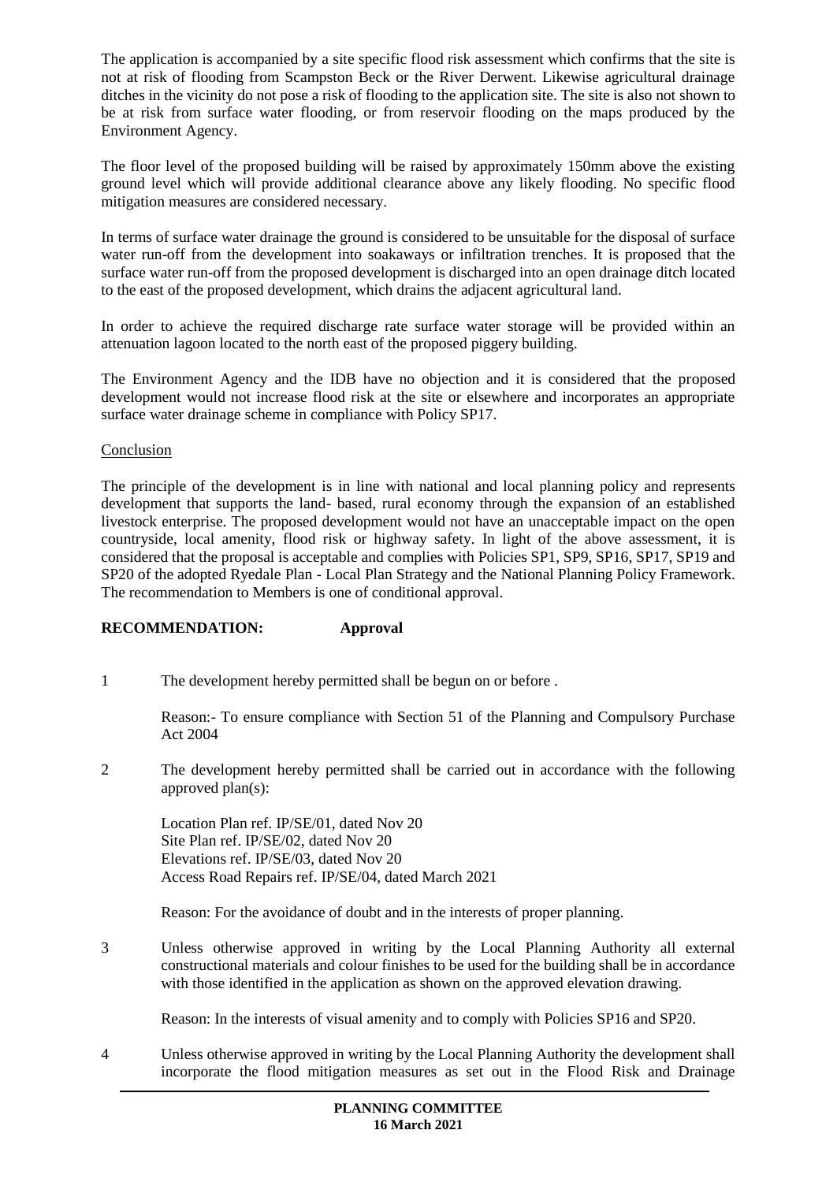The application is accompanied by a site specific flood risk assessment which confirms that the site is not at risk of flooding from Scampston Beck or the River Derwent. Likewise agricultural drainage ditches in the vicinity do not pose a risk of flooding to the application site. The site is also not shown to be at risk from surface water flooding, or from reservoir flooding on the maps produced by the Environment Agency.

The floor level of the proposed building will be raised by approximately 150mm above the existing ground level which will provide additional clearance above any likely flooding. No specific flood mitigation measures are considered necessary.

In terms of surface water drainage the ground is considered to be unsuitable for the disposal of surface water run-off from the development into soakaways or infiltration trenches. It is proposed that the surface water run-off from the proposed development is discharged into an open drainage ditch located to the east of the proposed development, which drains the adjacent agricultural land.

In order to achieve the required discharge rate surface water storage will be provided within an attenuation lagoon located to the north east of the proposed piggery building.

The Environment Agency and the IDB have no objection and it is considered that the proposed development would not increase flood risk at the site or elsewhere and incorporates an appropriate surface water drainage scheme in compliance with Policy SP17.

Conclusion

The principle of the development is in line with national and local planning policy and represents development that supports the land- based, rural economy through the expansion of an established livestock enterprise. The proposed development would not have an unacceptable impact on the open countryside, local amenity, flood risk or highway safety. In light of the above assessment, it is considered that the proposal is acceptable and complies with Policies SP1, SP9, SP16, SP17, SP19 and SP20 of the adopted Ryedale Plan - Local Plan Strategy and the National Planning Policy Framework. The recommendation to Members is one of conditional approval.

**RECOMMENDATION: Approval**

1 The development hereby permitted shall be begun on or before .

Reason:- To ensure compliance with Section 51 of the Planning and Compulsory Purchase Act 2004

2 The development hereby permitted shall be carried out in accordance with the following approved plan(s):

Location Plan ref. IP/SE/01, dated Nov 20
Site Plan ref. IP/SE/02, dated Nov 20
Elevations ref. IP/SE/03, dated Nov 20
Access Road Repairs ref. IP/SE/04, dated March 2021

Reason: For the avoidance of doubt and in the interests of proper planning.

3 Unless otherwise approved in writing by the Local Planning Authority all external constructional materials and colour finishes to be used for the building shall be in accordance with those identified in the application as shown on the approved elevation drawing.

Reason: In the interests of visual amenity and to comply with Policies SP16 and SP20.

4 Unless otherwise approved in writing by the Local Planning Authority the development shall incorporate the flood mitigation measures as set out in the Flood Risk and Drainage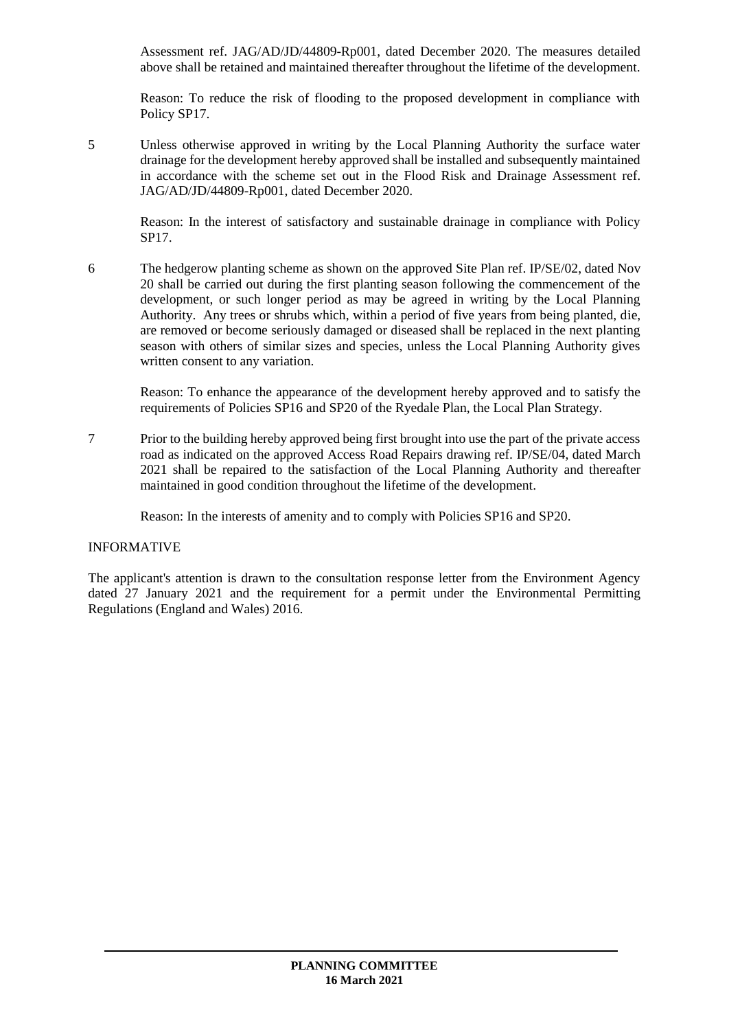Assessment ref. JAG/AD/JD/44809-Rp001, dated December 2020. The measures detailed above shall be retained and maintained thereafter throughout the lifetime of the development.

Reason: To reduce the risk of flooding to the proposed development in compliance with Policy SP17.

5 Unless otherwise approved in writing by the Local Planning Authority the surface water drainage for the development hereby approved shall be installed and subsequently maintained in accordance with the scheme set out in the Flood Risk and Drainage Assessment ref. JAG/AD/JD/44809-Rp001, dated December 2020.

Reason: In the interest of satisfactory and sustainable drainage in compliance with Policy SP17.

6 The hedgerow planting scheme as shown on the approved Site Plan ref. IP/SE/02, dated Nov 20 shall be carried out during the first planting season following the commencement of the development, or such longer period as may be agreed in writing by the Local Planning Authority. Any trees or shrubs which, within a period of five years from being planted, die, are removed or become seriously damaged or diseased shall be replaced in the next planting season with others of similar sizes and species, unless the Local Planning Authority gives written consent to any variation.

Reason: To enhance the appearance of the development hereby approved and to satisfy the requirements of Policies SP16 and SP20 of the Ryedale Plan, the Local Plan Strategy.

7 Prior to the building hereby approved being first brought into use the part of the private access road as indicated on the approved Access Road Repairs drawing ref. IP/SE/04, dated March 2021 shall be repaired to the satisfaction of the Local Planning Authority and thereafter maintained in good condition throughout the lifetime of the development.

Reason: In the interests of amenity and to comply with Policies SP16 and SP20.

INFORMATIVE

The applicant's attention is drawn to the consultation response letter from the Environment Agency dated 27 January 2021 and the requirement for a permit under the Environmental Permitting Regulations (England and Wales) 2016.